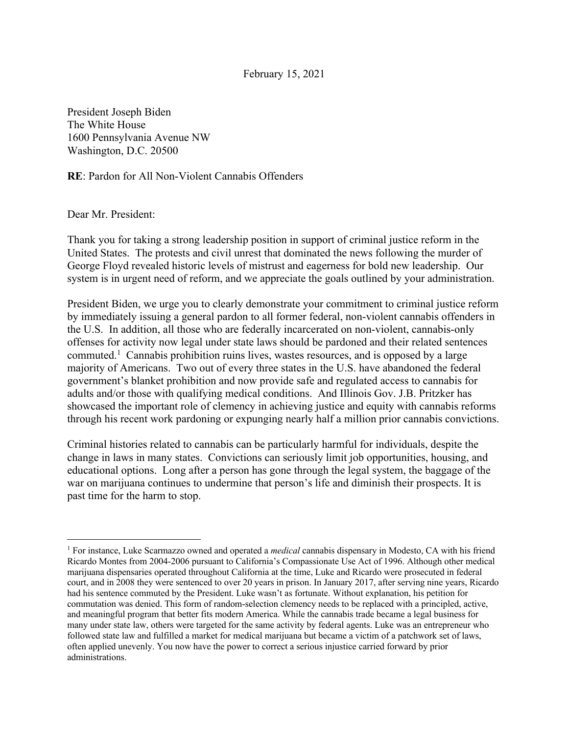February 15, 2021

President Joseph Biden
The White House
1600 Pennsylvania Avenue NW
Washington, D.C. 20500

**RE**: Pardon for All Non-Violent Cannabis Offenders

Dear Mr. President:

Thank you for taking a strong leadership position in support of criminal justice reform in the United States. The protests and civil unrest that dominated the news following the murder of George Floyd revealed historic levels of mistrust and eagerness for bold new leadership. Our system is in urgent need of reform, and we appreciate the goals outlined by your administration.

President Biden, we urge you to clearly demonstrate your commitment to criminal justice reform by immediately issuing a general pardon to all former federal, non-violent cannabis offenders in the U.S. In addition, all those who are federally incarcerated on non-violent, cannabis-only offenses for activity now legal under state laws should be pardoned and their related sentences commuted.[1] Cannabis prohibition ruins lives, wastes resources, and is opposed by a large majority of Americans. Two out of every three states in the U.S. have abandoned the federal government's blanket prohibition and now provide safe and regulated access to cannabis for adults and/or those with qualifying medical conditions. And Illinois Gov. J.B. Pritzker has showcased the important role of clemency in achieving justice and equity with cannabis reforms through his recent work pardoning or expunging nearly half a million prior cannabis convictions.

Criminal histories related to cannabis can be particularly harmful for individuals, despite the change in laws in many states. Convictions can seriously limit job opportunities, housing, and educational options. Long after a person has gone through the legal system, the baggage of the war on marijuana continues to undermine that person's life and diminish their prospects. It is past time for the harm to stop.

---

[1] For instance, Luke Scarmazzo owned and operated a *medical* cannabis dispensary in Modesto, CA with his friend Ricardo Montes from 2004-2006 pursuant to California's Compassionate Use Act of 1996. Although other medical marijuana dispensaries operated throughout California at the time, Luke and Ricardo were prosecuted in federal court, and in 2008 they were sentenced to over 20 years in prison. In January 2017, after serving nine years, Ricardo had his sentence commuted by the President. Luke wasn't as fortunate. Without explanation, his petition for commutation was denied. This form of random-selection clemency needs to be replaced with a principled, active, and meaningful program that better fits modern America. While the cannabis trade became a legal business for many under state law, others were targeted for the same activity by federal agents. Luke was an entrepreneur who followed state law and fulfilled a market for medical marijuana but became a victim of a patchwork set of laws, often applied unevenly. You now have the power to correct a serious injustice carried forward by prior administrations.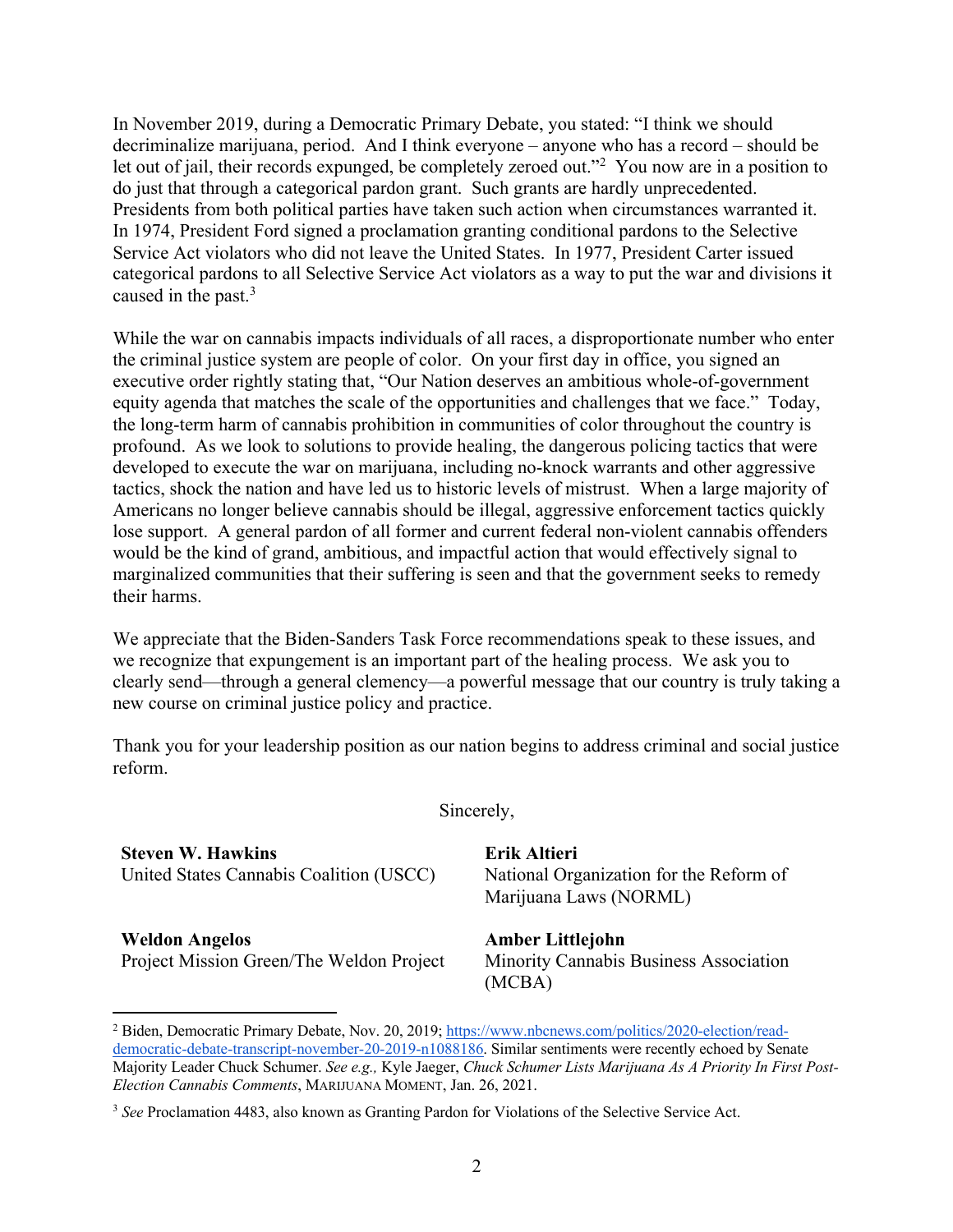In November 2019, during a Democratic Primary Debate, you stated: "I think we should decriminalize marijuana, period. And I think everyone – anyone who has a record – should be let out of jail, their records expunged, be completely zeroed out."[2] You now are in a position to do just that through a categorical pardon grant. Such grants are hardly unprecedented. Presidents from both political parties have taken such action when circumstances warranted it. In 1974, President Ford signed a proclamation granting conditional pardons to the Selective Service Act violators who did not leave the United States. In 1977, President Carter issued categorical pardons to all Selective Service Act violators as a way to put the war and divisions it caused in the past.[3]

While the war on cannabis impacts individuals of all races, a disproportionate number who enter the criminal justice system are people of color. On your first day in office, you signed an executive order rightly stating that, "Our Nation deserves an ambitious whole-of-government equity agenda that matches the scale of the opportunities and challenges that we face." Today, the long-term harm of cannabis prohibition in communities of color throughout the country is profound. As we look to solutions to provide healing, the dangerous policing tactics that were developed to execute the war on marijuana, including no-knock warrants and other aggressive tactics, shock the nation and have led us to historic levels of mistrust. When a large majority of Americans no longer believe cannabis should be illegal, aggressive enforcement tactics quickly lose support. A general pardon of all former and current federal non-violent cannabis offenders would be the kind of grand, ambitious, and impactful action that would effectively signal to marginalized communities that their suffering is seen and that the government seeks to remedy their harms.

We appreciate that the Biden-Sanders Task Force recommendations speak to these issues, and we recognize that expungement is an important part of the healing process. We ask you to clearly send—through a general clemency—a powerful message that our country is truly taking a new course on criminal justice policy and practice.

Thank you for your leadership position as our nation begins to address criminal and social justice reform.

Sincerely,

**Steven W. Hawkins**
United States Cannabis Coalition (USCC)

**Erik Altieri**
National Organization for the Reform of Marijuana Laws (NORML)

**Weldon Angelos**
Project Mission Green/The Weldon Project

**Amber Littlejohn**
Minority Cannabis Business Association (MCBA)

---

[2] Biden, Democratic Primary Debate, Nov. 20, 2019; [https://www.nbcnews.com/politics/2020-election/read-democratic-debate-transcript-november-20-2019-n1088186](https://www.nbcnews.com/politics/2020-election/read-democratic-debate-transcript-november-20-2019-n1088186). Similar sentiments were recently echoed by Senate Majority Leader Chuck Schumer. *See e.g.,* Kyle Jaeger, *Chuck Schumer Lists Marijuana As A Priority In First Post-Election Cannabis Comments*, MARIJUANA MOMENT, Jan. 26, 2021.

[3] *See* Proclamation 4483, also known as Granting Pardon for Violations of the Selective Service Act.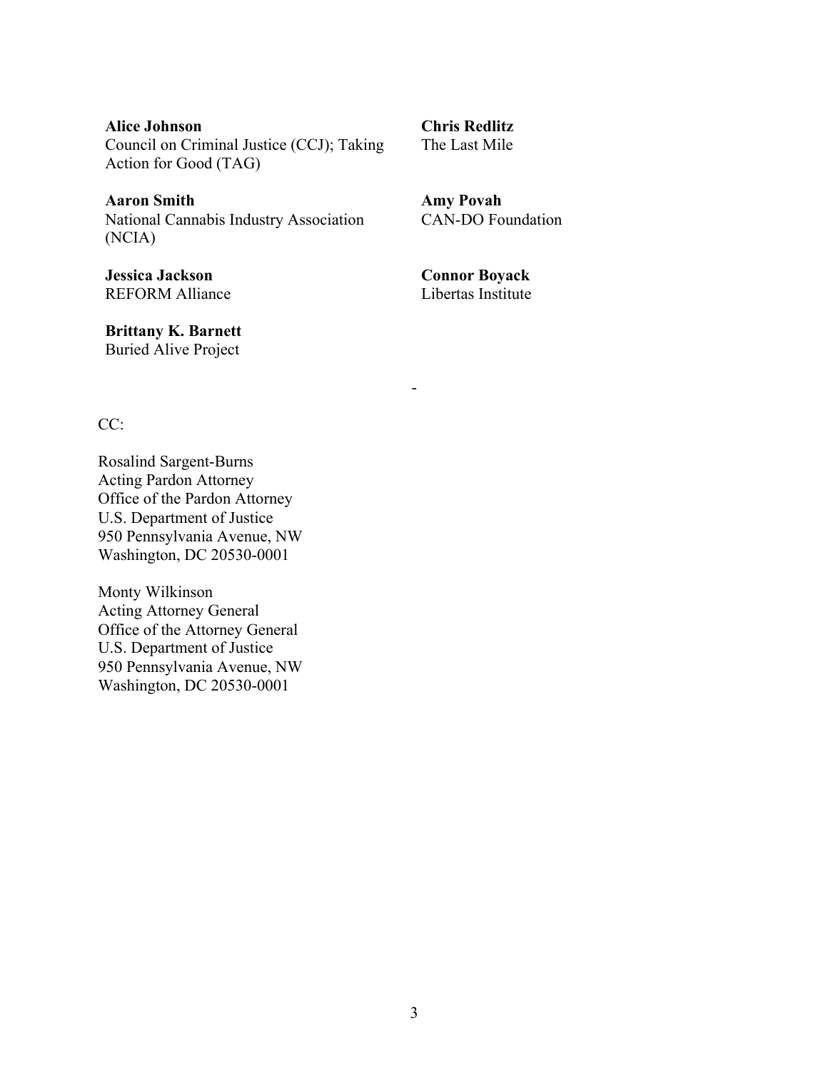**Alice Johnson**
Council on Criminal Justice (CCJ); Taking Action for Good (TAG)

**Aaron Smith**
National Cannabis Industry Association (NCIA)

**Jessica Jackson**
REFORM Alliance

**Brittany K. Barnett**
Buried Alive Project

**Chris Redlitz**
The Last Mile

**Amy Povah**
CAN-DO Foundation

**Connor Boyack**
Libertas Institute

-

CC:

Rosalind Sargent-Burns
Acting Pardon Attorney
Office of the Pardon Attorney
U.S. Department of Justice
950 Pennsylvania Avenue, NW
Washington, DC 20530-0001

Monty Wilkinson
Acting Attorney General
Office of the Attorney General
U.S. Department of Justice
950 Pennsylvania Avenue, NW
Washington, DC 20530-0001